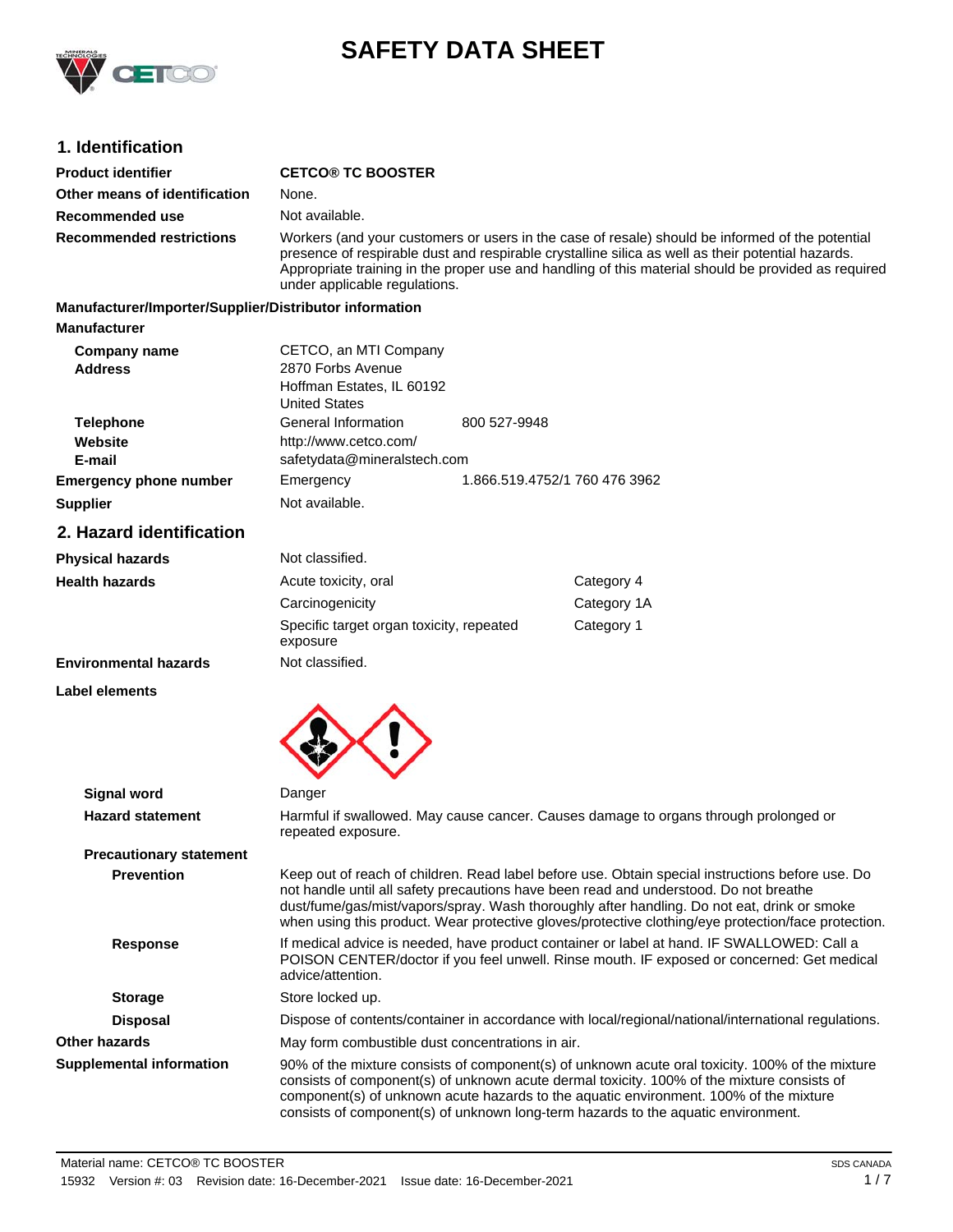# SAFETY DATA SHEET

## 1. Identification

| | |
|---|---|
| **Product identifier** | **CETCO® TC BOOSTER** |
| **Other means of identification** | None. |
| **Recommended use** | Not available. |
| **Recommended restrictions** | Workers (and your customers or users in the case of resale) should be informed of the potential presence of respirable dust and respirable crystalline silica as well as their potential hazards. Appropriate training in the proper use and handling of this material should be provided as required under applicable regulations. |

**Manufacturer/Importer/Supplier/Distributor information**

**Manufacturer**

| | | |
|---|---|---|
| **Company name** | CETCO, an MTI Company | |
| **Address** | 2870 Forbs Avenue<br>Hoffman Estates, IL 60192<br>United States | |
| **Telephone** | General Information | 800 527-9948 |
| **Website** | http://www.cetco.com/ | |
| **E-mail** | safetydata@mineralstech.com | |
| **Emergency phone number** | Emergency | 1.866.519.4752/1 760 476 3962 |
| **Supplier** | Not available. | |

## 2. Hazard identification

| | | |
|---|---|---|
| **Physical hazards** | Not classified. | |
| **Health hazards** | Acute toxicity, oral | Category 4 |
| | Carcinogenicity | Category 1A |
| | Specific target organ toxicity, repeated exposure | Category 1 |
| **Environmental hazards** | Not classified. | |

**Label elements**

| | |
|---|---|
| **Signal word** | Danger |
| **Hazard statement** | Harmful if swallowed. May cause cancer. Causes damage to organs through prolonged or repeated exposure. |
| **Precautionary statement** | |
| **Prevention** | Keep out of reach of children. Read label before use. Obtain special instructions before use. Do not handle until all safety precautions have been read and understood. Do not breathe dust/fume/gas/mist/vapors/spray. Wash thoroughly after handling. Do not eat, drink or smoke when using this product. Wear protective gloves/protective clothing/eye protection/face protection. |
| **Response** | If medical advice is needed, have product container or label at hand. IF SWALLOWED: Call a POISON CENTER/doctor if you feel unwell. Rinse mouth. IF exposed or concerned: Get medical advice/attention. |
| **Storage** | Store locked up. |
| **Disposal** | Dispose of contents/container in accordance with local/regional/national/international regulations. |
| **Other hazards** | May form combustible dust concentrations in air. |
| **Supplemental information** | 90% of the mixture consists of component(s) of unknown acute oral toxicity. 100% of the mixture consists of component(s) of unknown acute dermal toxicity. 100% of the mixture consists of component(s) of unknown acute hazards to the aquatic environment. 100% of the mixture consists of component(s) of unknown long-term hazards to the aquatic environment. |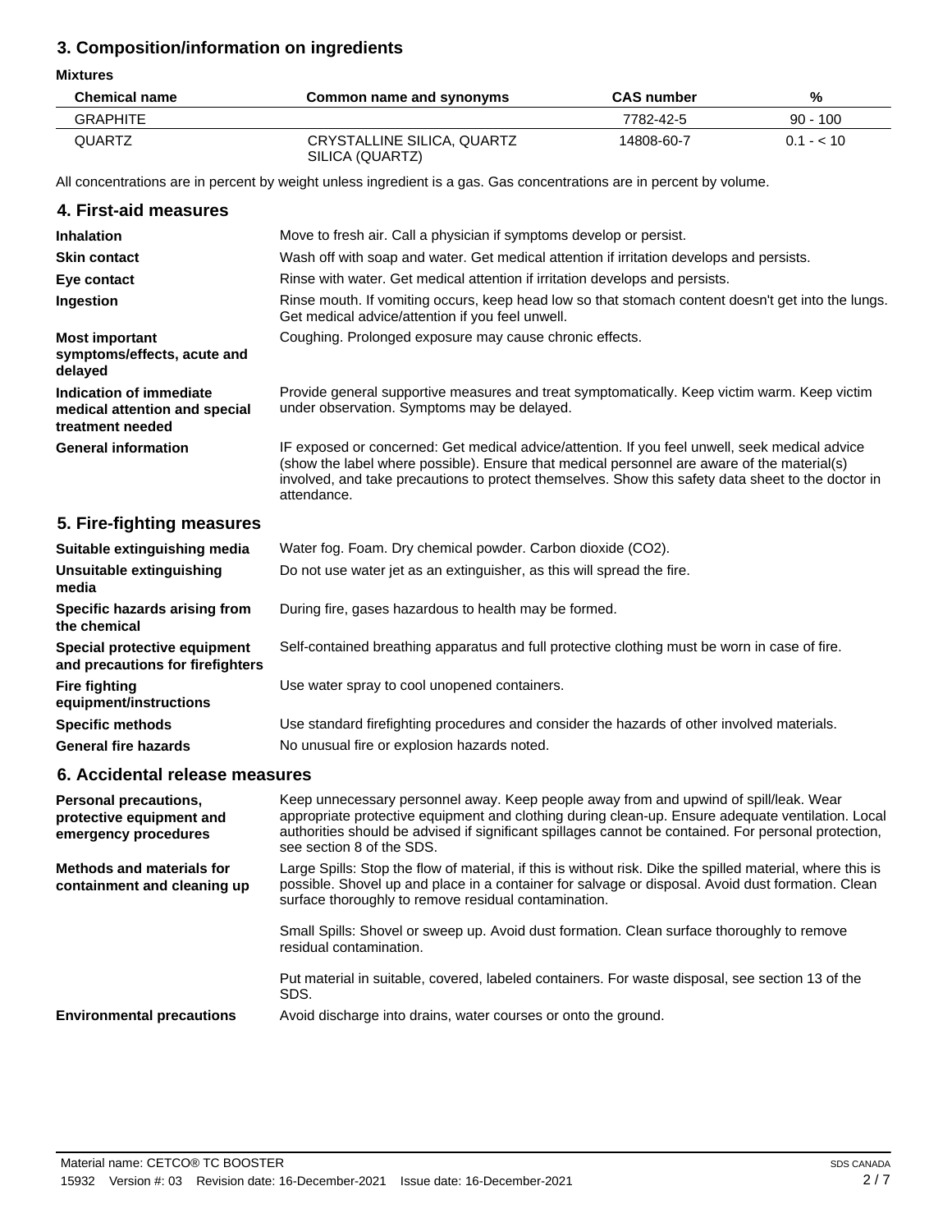## 3. Composition/information on ingredients

**Mixtures**

| Chemical name | Common name and synonyms | CAS number | % |
|---|---|---|---|
| GRAPHITE | | 7782-42-5 | 90 - 100 |
| QUARTZ | CRYSTALLINE SILICA, QUARTZ SILICA (QUARTZ) | 14808-60-7 | 0.1 - < 10 |

All concentrations are in percent by weight unless ingredient is a gas. Gas concentrations are in percent by volume.

## 4. First-aid measures

**Inhalation**
Move to fresh air. Call a physician if symptoms develop or persist.

**Skin contact**
Wash off with soap and water. Get medical attention if irritation develops and persists.

**Eye contact**
Rinse with water. Get medical attention if irritation develops and persists.

**Ingestion**
Rinse mouth. If vomiting occurs, keep head low so that stomach content doesn't get into the lungs. Get medical advice/attention if you feel unwell.

**Most important symptoms/effects, acute and delayed**
Coughing. Prolonged exposure may cause chronic effects.

**Indication of immediate medical attention and special treatment needed**
Provide general supportive measures and treat symptomatically. Keep victim warm. Keep victim under observation. Symptoms may be delayed.

**General information**
IF exposed or concerned: Get medical advice/attention. If you feel unwell, seek medical advice (show the label where possible). Ensure that medical personnel are aware of the material(s) involved, and take precautions to protect themselves. Show this safety data sheet to the doctor in attendance.

## 5. Fire-fighting measures

**Suitable extinguishing media**
Water fog. Foam. Dry chemical powder. Carbon dioxide ($CO_2$).

**Unsuitable extinguishing media**
Do not use water jet as an extinguisher, as this will spread the fire.

**Specific hazards arising from the chemical**
During fire, gases hazardous to health may be formed.

**Special protective equipment and precautions for firefighters**
Self-contained breathing apparatus and full protective clothing must be worn in case of fire.

**Fire fighting equipment/instructions**
Use water spray to cool unopened containers.

**Specific methods**
Use standard firefighting procedures and consider the hazards of other involved materials.

**General fire hazards**
No unusual fire or explosion hazards noted.

## 6. Accidental release measures

**Personal precautions, protective equipment and emergency procedures**
Keep unnecessary personnel away. Keep people away from and upwind of spill/leak. Wear appropriate protective equipment and clothing during clean-up. Ensure adequate ventilation. Local authorities should be advised if significant spillages cannot be contained. For personal protection, see section 8 of the SDS.

**Methods and materials for containment and cleaning up**
Large Spills: Stop the flow of material, if this is without risk. Dike the spilled material, where this is possible. Shovel up and place in a container for salvage or disposal. Avoid dust formation. Clean surface thoroughly to remove residual contamination.

Small Spills: Shovel or sweep up. Avoid dust formation. Clean surface thoroughly to remove residual contamination.

Put material in suitable, covered, labeled containers. For waste disposal, see section 13 of the SDS.

**Environmental precautions**
Avoid discharge into drains, water courses or onto the ground.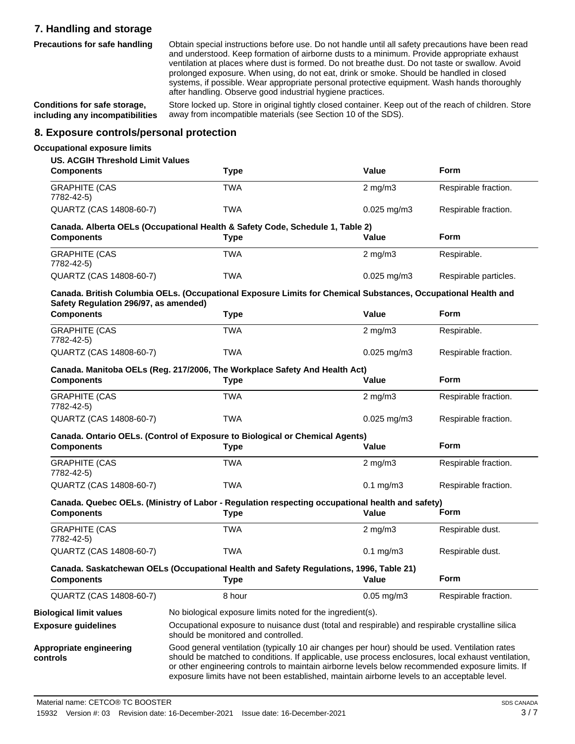## 7. Handling and storage

**Precautions for safe handling**

Obtain special instructions before use. Do not handle until all safety precautions have been read and understood. Keep formation of airborne dusts to a minimum. Provide appropriate exhaust ventilation at places where dust is formed. Do not breathe dust. Do not taste or swallow. Avoid prolonged exposure. When using, do not eat, drink or smoke. Should be handled in closed systems, if possible. Wear appropriate personal protective equipment. Wash hands thoroughly after handling. Observe good industrial hygiene practices.

**Conditions for safe storage, including any incompatibilities**

Store locked up. Store in original tightly closed container. Keep out of the reach of children. Store away from incompatible materials (see Section 10 of the SDS).

## 8. Exposure controls/personal protection

### Occupational exposure limits

**US. ACGIH Threshold Limit Values**

| Components | Type | Value | Form |
|---|---|---|---|
| GRAPHITE (CAS 7782-42-5) | TWA | 2 mg/m3 | Respirable fraction. |
| QUARTZ (CAS 14808-60-7) | TWA | 0.025 mg/m3 | Respirable fraction. |

**Canada. Alberta OELs (Occupational Health & Safety Code, Schedule 1, Table 2)**

| Components | Type | Value | Form |
|---|---|---|---|
| GRAPHITE (CAS 7782-42-5) | TWA | 2 mg/m3 | Respirable. |
| QUARTZ (CAS 14808-60-7) | TWA | 0.025 mg/m3 | Respirable particles. |

**Canada. British Columbia OELs. (Occupational Exposure Limits for Chemical Substances, Occupational Health and Safety Regulation 296/97, as amended)**

| Components | Type | Value | Form |
|---|---|---|---|
| GRAPHITE (CAS 7782-42-5) | TWA | 2 mg/m3 | Respirable. |
| QUARTZ (CAS 14808-60-7) | TWA | 0.025 mg/m3 | Respirable fraction. |

**Canada. Manitoba OELs (Reg. 217/2006, The Workplace Safety And Health Act)**

| Components | Type | Value | Form |
|---|---|---|---|
| GRAPHITE (CAS 7782-42-5) | TWA | 2 mg/m3 | Respirable fraction. |
| QUARTZ (CAS 14808-60-7) | TWA | 0.025 mg/m3 | Respirable fraction. |

**Canada. Ontario OELs. (Control of Exposure to Biological or Chemical Agents)**

| Components | Type | Value | Form |
|---|---|---|---|
| GRAPHITE (CAS 7782-42-5) | TWA | 2 mg/m3 | Respirable fraction. |
| QUARTZ (CAS 14808-60-7) | TWA | 0.1 mg/m3 | Respirable fraction. |

**Canada. Quebec OELs. (Ministry of Labor - Regulation respecting occupational health and safety)**

| Components | Type | Value | Form |
|---|---|---|---|
| GRAPHITE (CAS 7782-42-5) | TWA | 2 mg/m3 | Respirable dust. |
| QUARTZ (CAS 14808-60-7) | TWA | 0.1 mg/m3 | Respirable dust. |

**Canada. Saskatchewan OELs (Occupational Health and Safety Regulations, 1996, Table 21)**

| Components | Type | Value | Form |
|---|---|---|---|
| QUARTZ (CAS 14808-60-7) | 8 hour | 0.05 mg/m3 | Respirable fraction. |

**Biological limit values**

No biological exposure limits noted for the ingredient(s).

**Exposure guidelines**

Occupational exposure to nuisance dust (total and respirable) and respirable crystalline silica should be monitored and controlled.

**Appropriate engineering controls**

Good general ventilation (typically 10 air changes per hour) should be used. Ventilation rates should be matched to conditions. If applicable, use process enclosures, local exhaust ventilation, or other engineering controls to maintain airborne levels below recommended exposure limits. If exposure limits have not been established, maintain airborne levels to an acceptable level.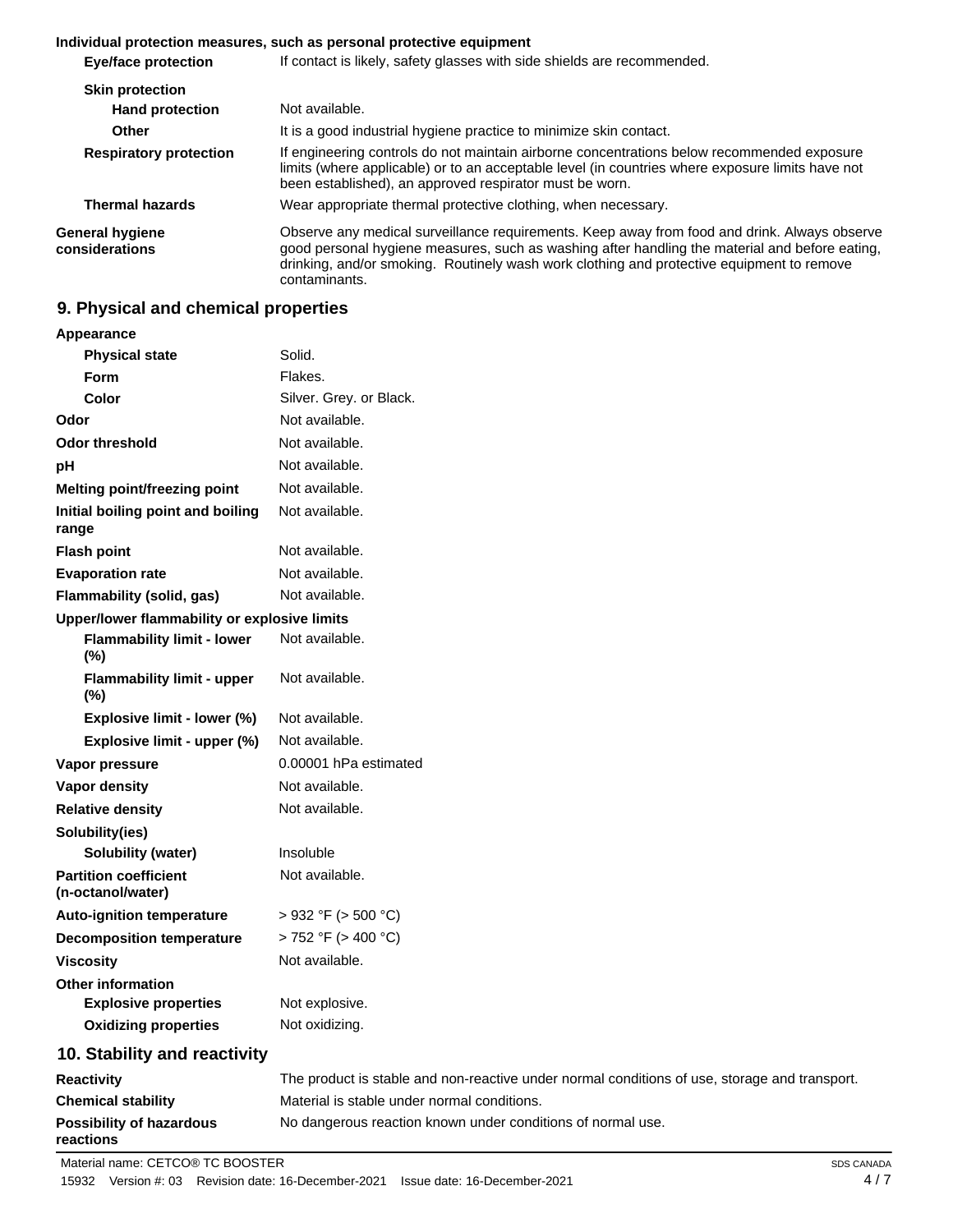**Individual protection measures, such as personal protective equipment**

| | |
|---|---|
| **Eye/face protection** | If contact is likely, safety glasses with side shields are recommended. |
| **Skin protection** | |
| **Hand protection** | Not available. |
| **Other** | It is a good industrial hygiene practice to minimize skin contact. |
| **Respiratory protection** | If engineering controls do not maintain airborne concentrations below recommended exposure limits (where applicable) or to an acceptable level (in countries where exposure limits have not been established), an approved respirator must be worn. |
| **Thermal hazards** | Wear appropriate thermal protective clothing, when necessary. |
| **General hygiene considerations** | Observe any medical surveillance requirements. Keep away from food and drink. Always observe good personal hygiene measures, such as washing after handling the material and before eating, drinking, and/or smoking. Routinely wash work clothing and protective equipment to remove contaminants. |

## 9. Physical and chemical properties

| | |
|---|---|
| **Appearance** | |
| **Physical state** | Solid. |
| **Form** | Flakes. |
| **Color** | Silver. Grey. or Black. |
| **Odor** | Not available. |
| **Odor threshold** | Not available. |
| **pH** | Not available. |
| **Melting point/freezing point** | Not available. |
| **Initial boiling point and boiling range** | Not available. |
| **Flash point** | Not available. |
| **Evaporation rate** | Not available. |
| **Flammability (solid, gas)** | Not available. |
| **Upper/lower flammability or explosive limits** | |
| **Flammability limit - lower (%)** | Not available. |
| **Flammability limit - upper (%)** | Not available. |
| **Explosive limit - lower (%)** | Not available. |
| **Explosive limit - upper (%)** | Not available. |
| **Vapor pressure** | 0.00001 hPa estimated |
| **Vapor density** | Not available. |
| **Relative density** | Not available. |
| **Solubility(ies)** | |
| **Solubility (water)** | Insoluble |
| **Partition coefficient (n-octanol/water)** | Not available. |
| **Auto-ignition temperature** | > 932 °F (> 500 °C) |
| **Decomposition temperature** | > 752 °F (> 400 °C) |
| **Viscosity** | Not available. |
| **Other information** | |
| **Explosive properties** | Not explosive. |
| **Oxidizing properties** | Not oxidizing. |

## 10. Stability and reactivity

| | |
|---|---|
| **Reactivity** | The product is stable and non-reactive under normal conditions of use, storage and transport. |
| **Chemical stability** | Material is stable under normal conditions. |
| **Possibility of hazardous reactions** | No dangerous reaction known under conditions of normal use. |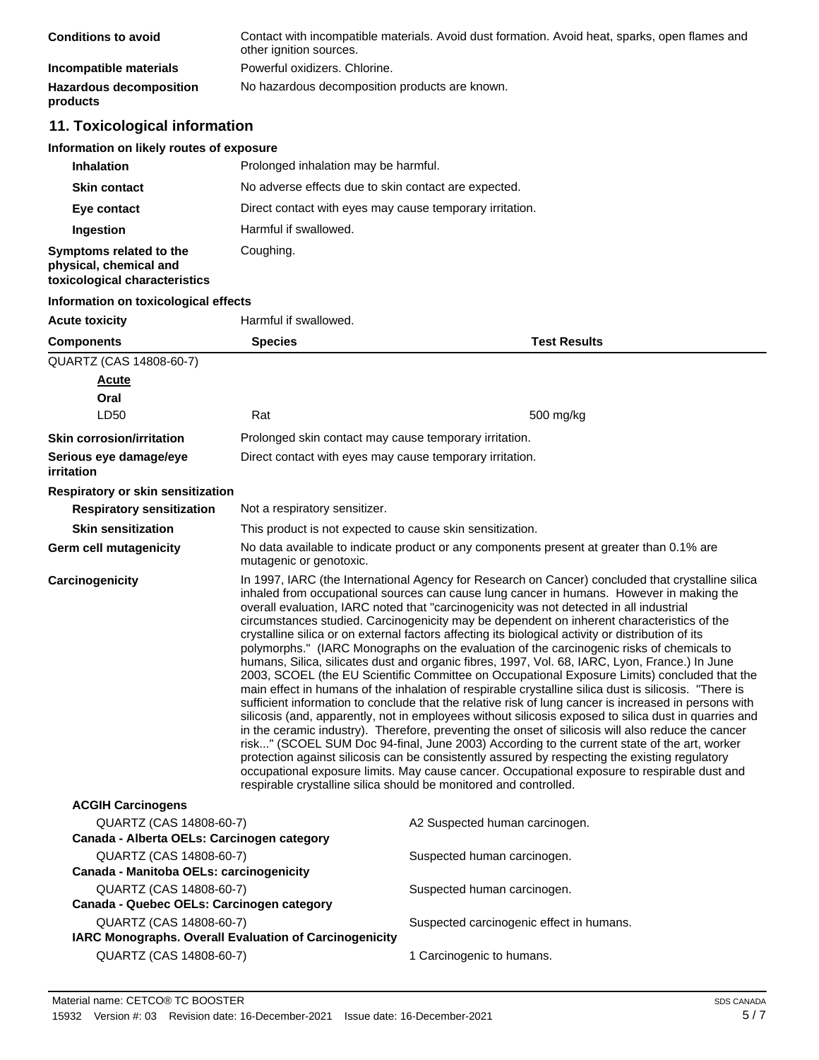| | |
|---|---|
| **Conditions to avoid** | Contact with incompatible materials. Avoid dust formation. Avoid heat, sparks, open flames and other ignition sources. |
| **Incompatible materials** | Powerful oxidizers. Chlorine. |
| **Hazardous decomposition products** | No hazardous decomposition products are known. |

## 11. Toxicological information

**Information on likely routes of exposure**

| | |
|---|---|
| **Inhalation** | Prolonged inhalation may be harmful. |
| **Skin contact** | No adverse effects due to skin contact are expected. |
| **Eye contact** | Direct contact with eyes may cause temporary irritation. |
| **Ingestion** | Harmful if swallowed. |
| **Symptoms related to the physical, chemical and toxicological characteristics** | Coughing. |

**Information on toxicological effects**

**Acute toxicity** Harmful if swallowed.

| Components | Species | Test Results |
|---|---|---|
| QUARTZ (CAS 14808-60-7) | | |
| **Acute** | | |
| **Oral** | | |
| LD50 | Rat | 500 mg/kg |

| | |
|---|---|
| **Skin corrosion/irritation** | Prolonged skin contact may cause temporary irritation. |
| **Serious eye damage/eye irritation** | Direct contact with eyes may cause temporary irritation. |

**Respiratory or skin sensitization**

| | |
|---|---|
| **Respiratory sensitization** | Not a respiratory sensitizer. |
| **Skin sensitization** | This product is not expected to cause skin sensitization. |
| **Germ cell mutagenicity** | No data available to indicate product or any components present at greater than 0.1% are mutagenic or genotoxic. |
| **Carcinogenicity** | In 1997, IARC (the International Agency for Research on Cancer) concluded that crystalline silica inhaled from occupational sources can cause lung cancer in humans. However in making the overall evaluation, IARC noted that "carcinogenicity was not detected in all industrial circumstances studied. Carcinogenicity may be dependent on inherent characteristics of the crystalline silica or on external factors affecting its biological activity or distribution of its polymorphs." (IARC Monographs on the evaluation of the carcinogenic risks of chemicals to humans, Silica, silicates dust and organic fibres, 1997, Vol. 68, IARC, Lyon, France.) In June 2003, SCOEL (the EU Scientific Committee on Occupational Exposure Limits) concluded that the main effect in humans of the inhalation of respirable crystalline silica dust is silicosis. "There is sufficient information to conclude that the relative risk of lung cancer is increased in persons with silicosis (and, apparently, not in employees without silicosis exposed to silica dust in quarries and in the ceramic industry). Therefore, preventing the onset of silicosis will also reduce the cancer risk..." (SCOEL SUM Doc 94-final, June 2003) According to the current state of the art, worker protection against silicosis can be consistently assured by respecting the existing regulatory occupational exposure limits. May cause cancer. Occupational exposure to respirable dust and respirable crystalline silica should be monitored and controlled. |

**ACGIH Carcinogens**

| | |
|---|---|
| QUARTZ (CAS 14808-60-7) | A2 Suspected human carcinogen. |

**Canada - Alberta OELs: Carcinogen category**

| | |
|---|---|
| QUARTZ (CAS 14808-60-7) | Suspected human carcinogen. |

**Canada - Manitoba OELs: carcinogenicity**

| | |
|---|---|
| QUARTZ (CAS 14808-60-7) | Suspected human carcinogen. |

**Canada - Quebec OELs: Carcinogen category**

| | |
|---|---|
| QUARTZ (CAS 14808-60-7) | Suspected carcinogenic effect in humans. |

**IARC Monographs. Overall Evaluation of Carcinogenicity**

| | |
|---|---|
| QUARTZ (CAS 14808-60-7) | 1 Carcinogenic to humans. |

Material name: CETCO® TC BOOSTER
15932 Version #: 03 Revision date: 16-December-2021 Issue date: 16-December-2021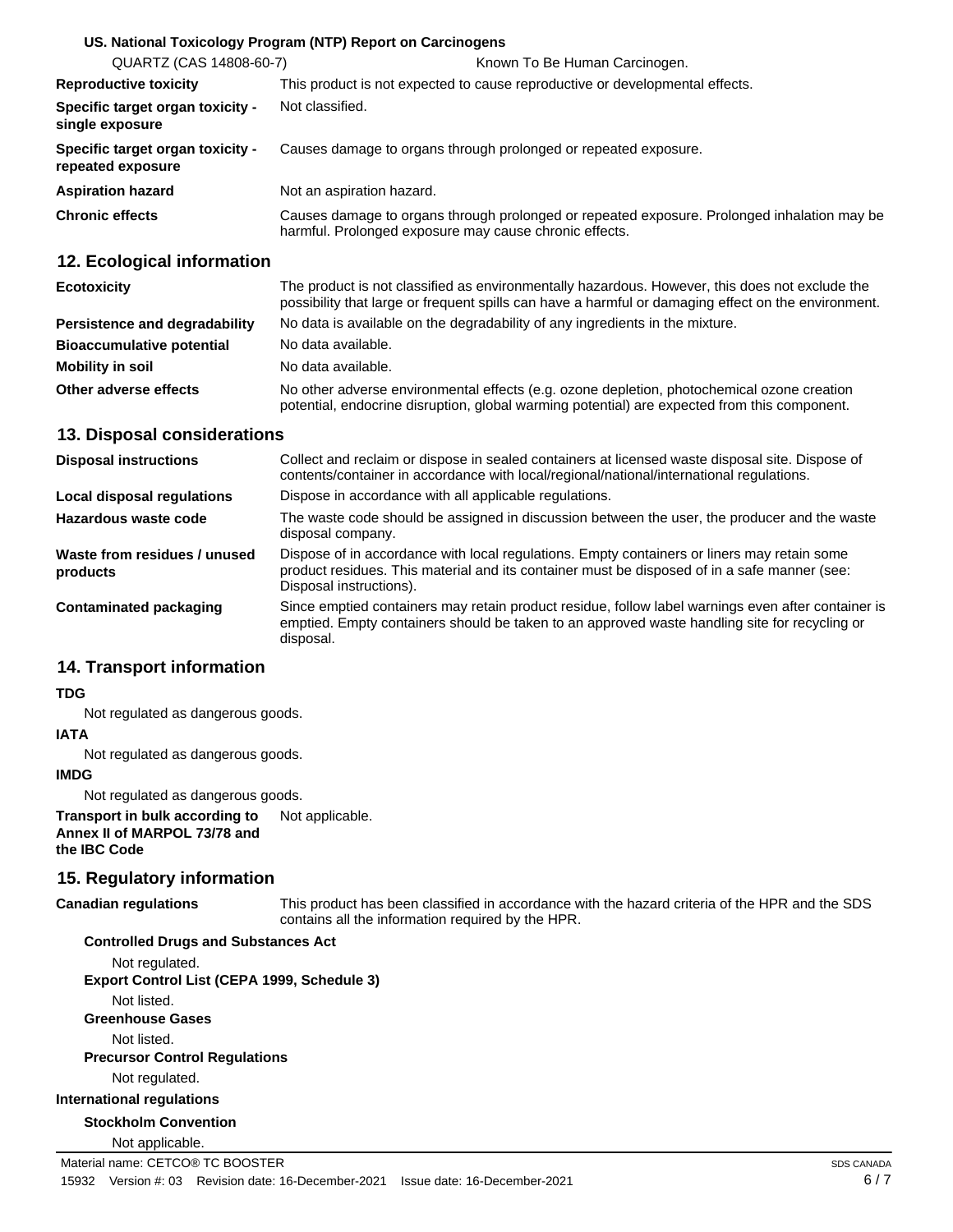**US. National Toxicology Program (NTP) Report on Carcinogens**

| | |
|---|---|
| QUARTZ (CAS 14808-60-7) | Known To Be Human Carcinogen. |

| | |
|---|---|
| **Reproductive toxicity** | This product is not expected to cause reproductive or developmental effects. |
| **Specific target organ toxicity - single exposure** | Not classified. |
| **Specific target organ toxicity - repeated exposure** | Causes damage to organs through prolonged or repeated exposure. |
| **Aspiration hazard** | Not an aspiration hazard. |
| **Chronic effects** | Causes damage to organs through prolonged or repeated exposure. Prolonged inhalation may be harmful. Prolonged exposure may cause chronic effects. |

## 12. Ecological information

| | |
|---|---|
| **Ecotoxicity** | The product is not classified as environmentally hazardous. However, this does not exclude the possibility that large or frequent spills can have a harmful or damaging effect on the environment. |
| **Persistence and degradability** | No data is available on the degradability of any ingredients in the mixture. |
| **Bioaccumulative potential** | No data available. |
| **Mobility in soil** | No data available. |
| **Other adverse effects** | No other adverse environmental effects (e.g. ozone depletion, photochemical ozone creation potential, endocrine disruption, global warming potential) are expected from this component. |

## 13. Disposal considerations

| | |
|---|---|
| **Disposal instructions** | Collect and reclaim or dispose in sealed containers at licensed waste disposal site. Dispose of contents/container in accordance with local/regional/national/international regulations. |
| **Local disposal regulations** | Dispose in accordance with all applicable regulations. |
| **Hazardous waste code** | The waste code should be assigned in discussion between the user, the producer and the waste disposal company. |
| **Waste from residues / unused products** | Dispose of in accordance with local regulations. Empty containers or liners may retain some product residues. This material and its container must be disposed of in a safe manner (see: Disposal instructions). |
| **Contaminated packaging** | Since emptied containers may retain product residue, follow label warnings even after container is emptied. Empty containers should be taken to an approved waste handling site for recycling or disposal. |

## 14. Transport information

**TDG**

Not regulated as dangerous goods.

**IATA**

Not regulated as dangerous goods.

**IMDG**

Not regulated as dangerous goods.

| | |
|---|---|
| **Transport in bulk according to Annex II of MARPOL 73/78 and the IBC Code** | Not applicable. |

## 15. Regulatory information

| | |
|---|---|
| **Canadian regulations** | This product has been classified in accordance with the hazard criteria of the HPR and the SDS contains all the information required by the HPR. |

**Controlled Drugs and Substances Act**

Not regulated.

**Export Control List (CEPA 1999, Schedule 3)**

Not listed.

**Greenhouse Gases**

Not listed.

**Precursor Control Regulations**

Not regulated.

**International regulations**

**Stockholm Convention**

Not applicable.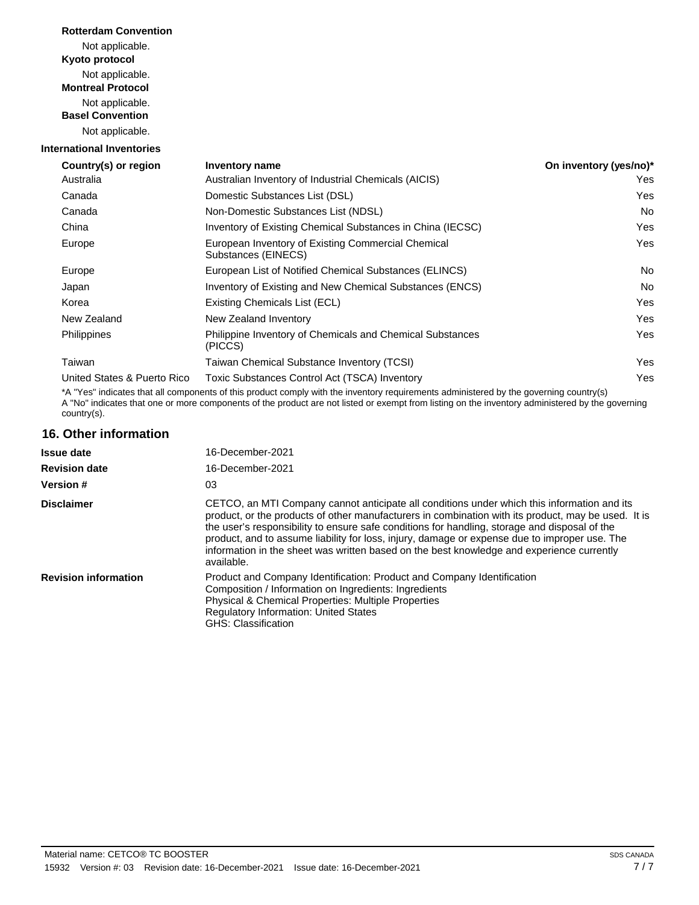**Rotterdam Convention**

Not applicable.

**Kyoto protocol**

Not applicable.

**Montreal Protocol**

Not applicable.

**Basel Convention**

Not applicable.

**International Inventories**

| Country(s) or region | Inventory name | On inventory (yes/no)* |
|---|---|---|
| Australia | Australian Inventory of Industrial Chemicals (AICIS) | Yes |
| Canada | Domestic Substances List (DSL) | Yes |
| Canada | Non-Domestic Substances List (NDSL) | No |
| China | Inventory of Existing Chemical Substances in China (IECSC) | Yes |
| Europe | European Inventory of Existing Commercial Chemical Substances (EINECS) | Yes |
| Europe | European List of Notified Chemical Substances (ELINCS) | No |
| Japan | Inventory of Existing and New Chemical Substances (ENCS) | No |
| Korea | Existing Chemicals List (ECL) | Yes |
| New Zealand | New Zealand Inventory | Yes |
| Philippines | Philippine Inventory of Chemicals and Chemical Substances (PICCS) | Yes |
| Taiwan | Taiwan Chemical Substance Inventory (TCSI) | Yes |
| United States & Puerto Rico | Toxic Substances Control Act (TSCA) Inventory | Yes |

*A "Yes" indicates that all components of this product comply with the inventory requirements administered by the governing country(s)
A "No" indicates that one or more components of the product are not listed or exempt from listing on the inventory administered by the governing country(s).

## 16. Other information

**Issue date** 16-December-2021

**Revision date** 16-December-2021

**Version #** 03

**Disclaimer** CETCO, an MTI Company cannot anticipate all conditions under which this information and its product, or the products of other manufacturers in combination with its product, may be used. It is the user's responsibility to ensure safe conditions for handling, storage and disposal of the product, and to assume liability for loss, injury, damage or expense due to improper use. The information in the sheet was written based on the best knowledge and experience currently available.

**Revision information**
Product and Company Identification: Product and Company Identification
Composition / Information on Ingredients: Ingredients
Physical & Chemical Properties: Multiple Properties
Regulatory Information: United States
GHS: Classification